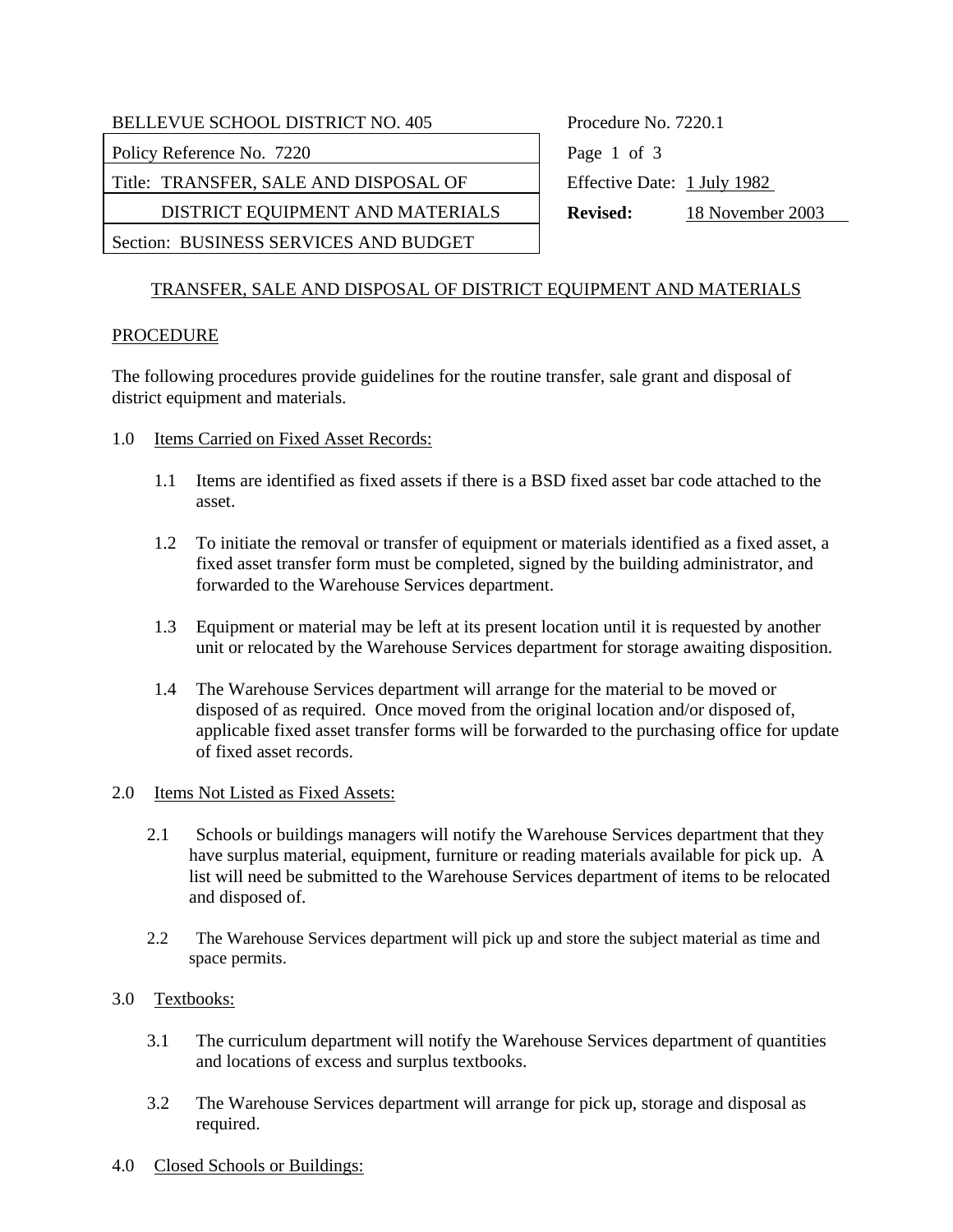| BELLEVUE SCHOOL DISTRICT NO. 405 | Procedure No. 7220.1 |
|---|---|
| Policy Reference No. 7220 | |
| Title: TRANSFER, SALE AND DISPOSAL OF DISTRICT EQUIPMENT AND MATERIALS | Effective Date: 1 July 1982 |
| | **Revised:** 18 November 2003 |
| Section: BUSINESS SERVICES AND BUDGET | |

## TRANSFER, SALE AND DISPOSAL OF DISTRICT EQUIPMENT AND MATERIALS

### PROCEDURE

The following procedures provide guidelines for the routine transfer, sale grant and disposal of district equipment and materials.

1.0 Items Carried on Fixed Asset Records:

1.1 Items are identified as fixed assets if there is a BSD fixed asset bar code attached to the asset.

1.2 To initiate the removal or transfer of equipment or materials identified as a fixed asset, a fixed asset transfer form must be completed, signed by the building administrator, and forwarded to the Warehouse Services department.

1.3 Equipment or material may be left at its present location until it is requested by another unit or relocated by the Warehouse Services department for storage awaiting disposition.

1.4 The Warehouse Services department will arrange for the material to be moved or disposed of as required. Once moved from the original location and/or disposed of, applicable fixed asset transfer forms will be forwarded to the purchasing office for update of fixed asset records.

2.0 Items Not Listed as Fixed Assets:

2.1 Schools or buildings managers will notify the Warehouse Services department that they have surplus material, equipment, furniture or reading materials available for pick up. A list will need be submitted to the Warehouse Services department of items to be relocated and disposed of.

2.2 The Warehouse Services department will pick up and store the subject material as time and space permits.

3.0 Textbooks:

3.1 The curriculum department will notify the Warehouse Services department of quantities and locations of excess and surplus textbooks.

3.2 The Warehouse Services department will arrange for pick up, storage and disposal as required.

4.0 Closed Schools or Buildings: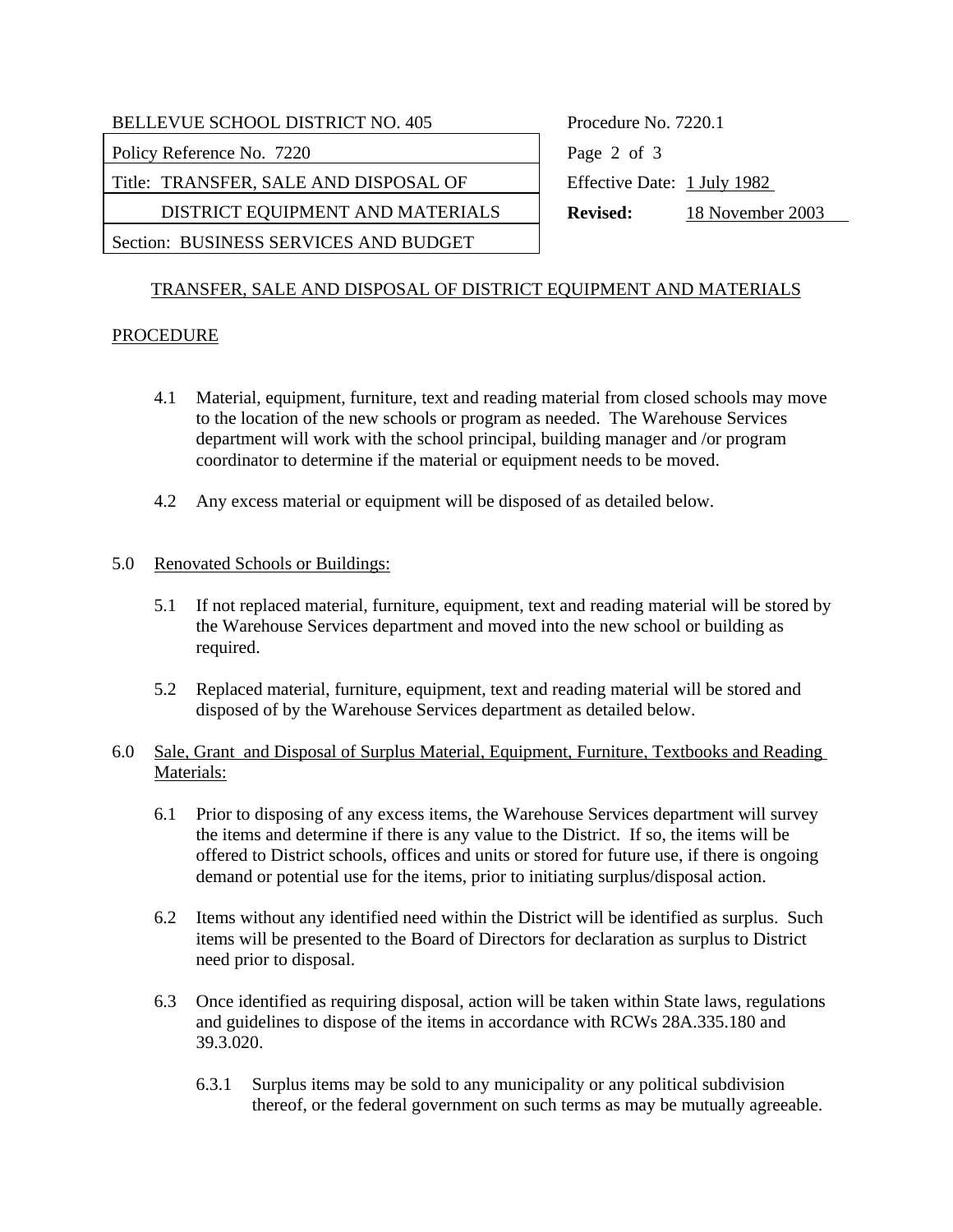TRANSFER, SALE AND DISPOSAL OF DISTRICT EQUIPMENT AND MATERIALS

PROCEDURE

4.1 Material, equipment, furniture, text and reading material from closed schools may move to the location of the new schools or program as needed. The Warehouse Services department will work with the school principal, building manager and /or program coordinator to determine if the material or equipment needs to be moved.

4.2 Any excess material or equipment will be disposed of as detailed below.

5.0 Renovated Schools or Buildings:

5.1 If not replaced material, furniture, equipment, text and reading material will be stored by the Warehouse Services department and moved into the new school or building as required.

5.2 Replaced material, furniture, equipment, text and reading material will be stored and disposed of by the Warehouse Services department as detailed below.

6.0 Sale, Grant and Disposal of Surplus Material, Equipment, Furniture, Textbooks and Reading Materials:

6.1 Prior to disposing of any excess items, the Warehouse Services department will survey the items and determine if there is any value to the District. If so, the items will be offered to District schools, offices and units or stored for future use, if there is ongoing demand or potential use for the items, prior to initiating surplus/disposal action.

6.2 Items without any identified need within the District will be identified as surplus. Such items will be presented to the Board of Directors for declaration as surplus to District need prior to disposal.

6.3 Once identified as requiring disposal, action will be taken within State laws, regulations and guidelines to dispose of the items in accordance with RCWs 28A.335.180 and 39.3.020.

6.3.1 Surplus items may be sold to any municipality or any political subdivision thereof, or the federal government on such terms as may be mutually agreeable.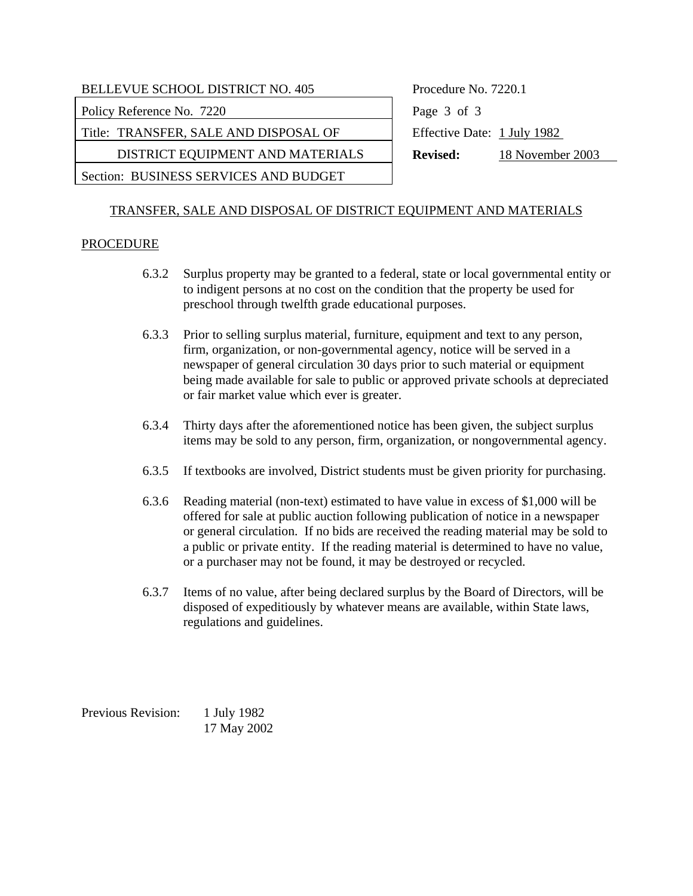TRANSFER, SALE AND DISPOSAL OF DISTRICT EQUIPMENT AND MATERIALS

PROCEDURE

6.3.2 Surplus property may be granted to a federal, state or local governmental entity or to indigent persons at no cost on the condition that the property be used for preschool through twelfth grade educational purposes.

6.3.3 Prior to selling surplus material, furniture, equipment and text to any person, firm, organization, or non-governmental agency, notice will be served in a newspaper of general circulation 30 days prior to such material or equipment being made available for sale to public or approved private schools at depreciated or fair market value which ever is greater.

6.3.4 Thirty days after the aforementioned notice has been given, the subject surplus items may be sold to any person, firm, organization, or nongovernmental agency.

6.3.5 If textbooks are involved, District students must be given priority for purchasing.

6.3.6 Reading material (non-text) estimated to have value in excess of $1,000 will be offered for sale at public auction following publication of notice in a newspaper or general circulation. If no bids are received the reading material may be sold to a public or private entity. If the reading material is determined to have no value, or a purchaser may not be found, it may be destroyed or recycled.

6.3.7 Items of no value, after being declared surplus by the Board of Directors, will be disposed of expeditiously by whatever means are available, within State laws, regulations and guidelines.

Previous Revision: 1 July 1982
17 May 2002